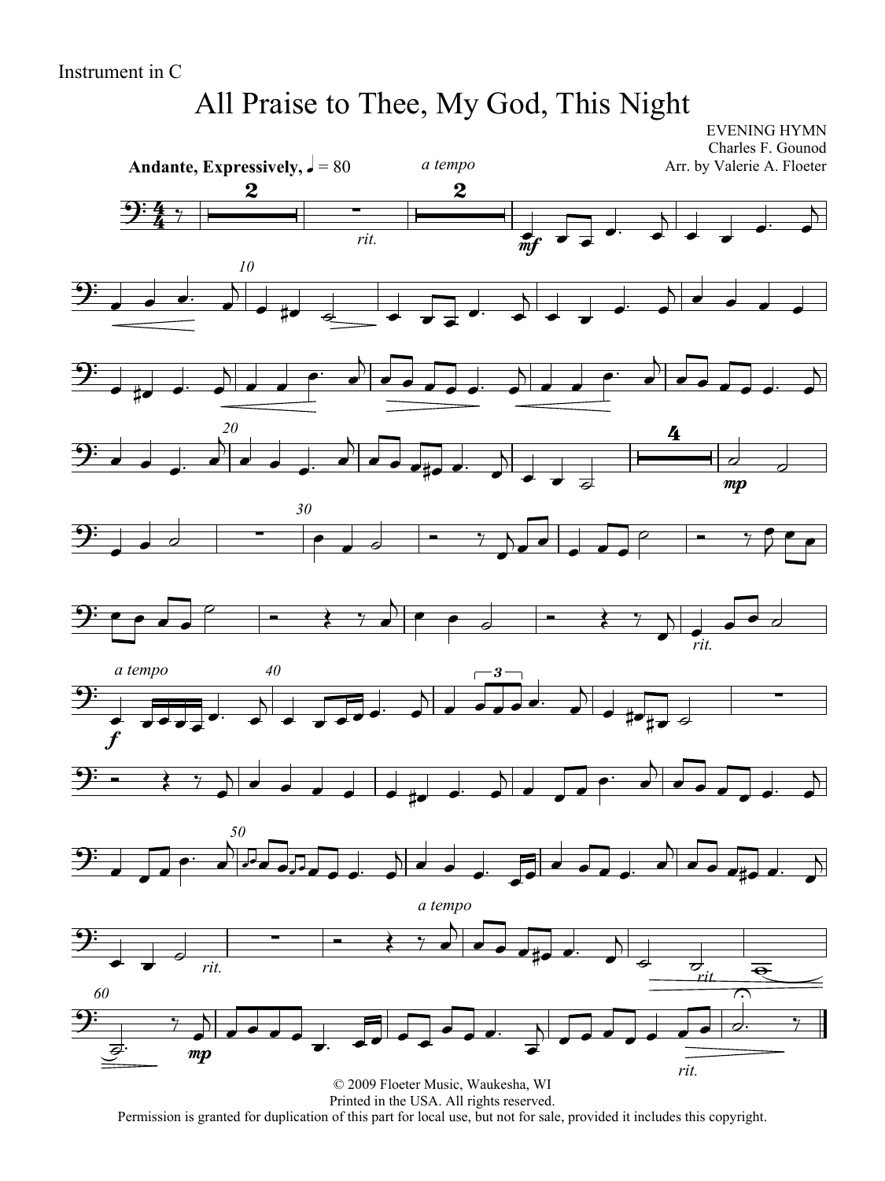Instrument in C

# All Praise to Thee, My God, This Night

EVENING HYMN
Charles F. Gounod
Arr. by Valerie A. Floeter

**Andante, Expressively,** ♩ = 80

© 2009 Floeter Music, Waukesha, WI
Printed in the USA. All rights reserved.
Permission is granted for duplication of this part for local use, but not for sale, provided it includes this copyright.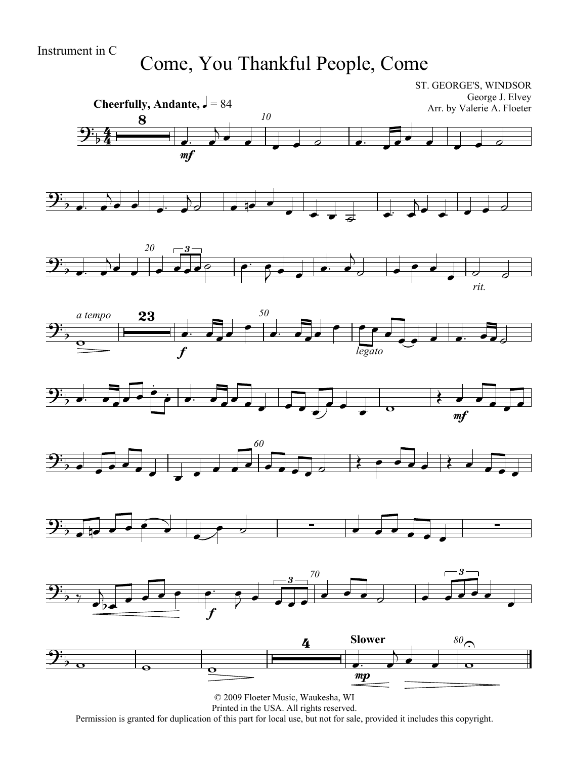Instrument in C

# Come, You Thankful People, Come

ST. GEORGE'S, WINDSOR
George J. Elvey
Arr. by Valerie A. Floeter

**Cheerfully, Andante,** ♩ = 84

© 2009 Floeter Music, Waukesha, WI
Printed in the USA. All rights reserved.
Permission is granted for duplication of this part for local use, but not for sale, provided it includes this copyright.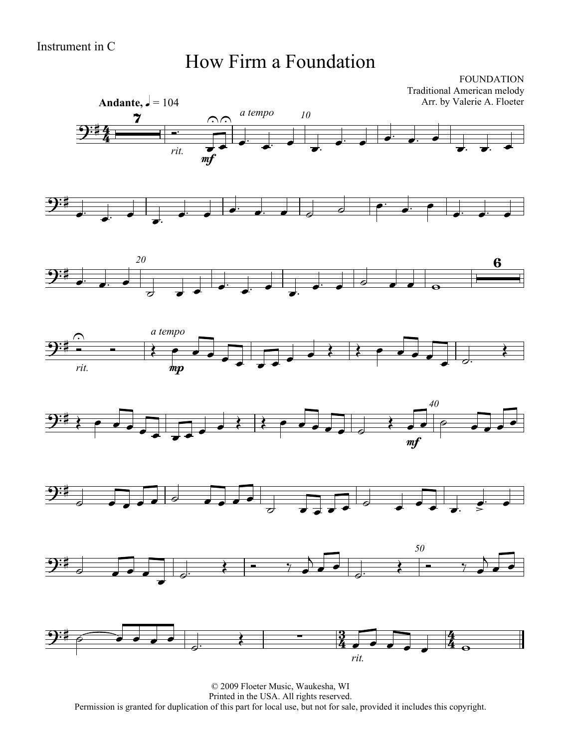Instrument in C

# How Firm a Foundation

FOUNDATION
Traditional American melody
Arr. by Valerie A. Floeter

© 2009 Floeter Music, Waukesha, WI
Printed in the USA. All rights reserved.
Permission is granted for duplication of this part for local use, but not for sale, provided it includes this copyright.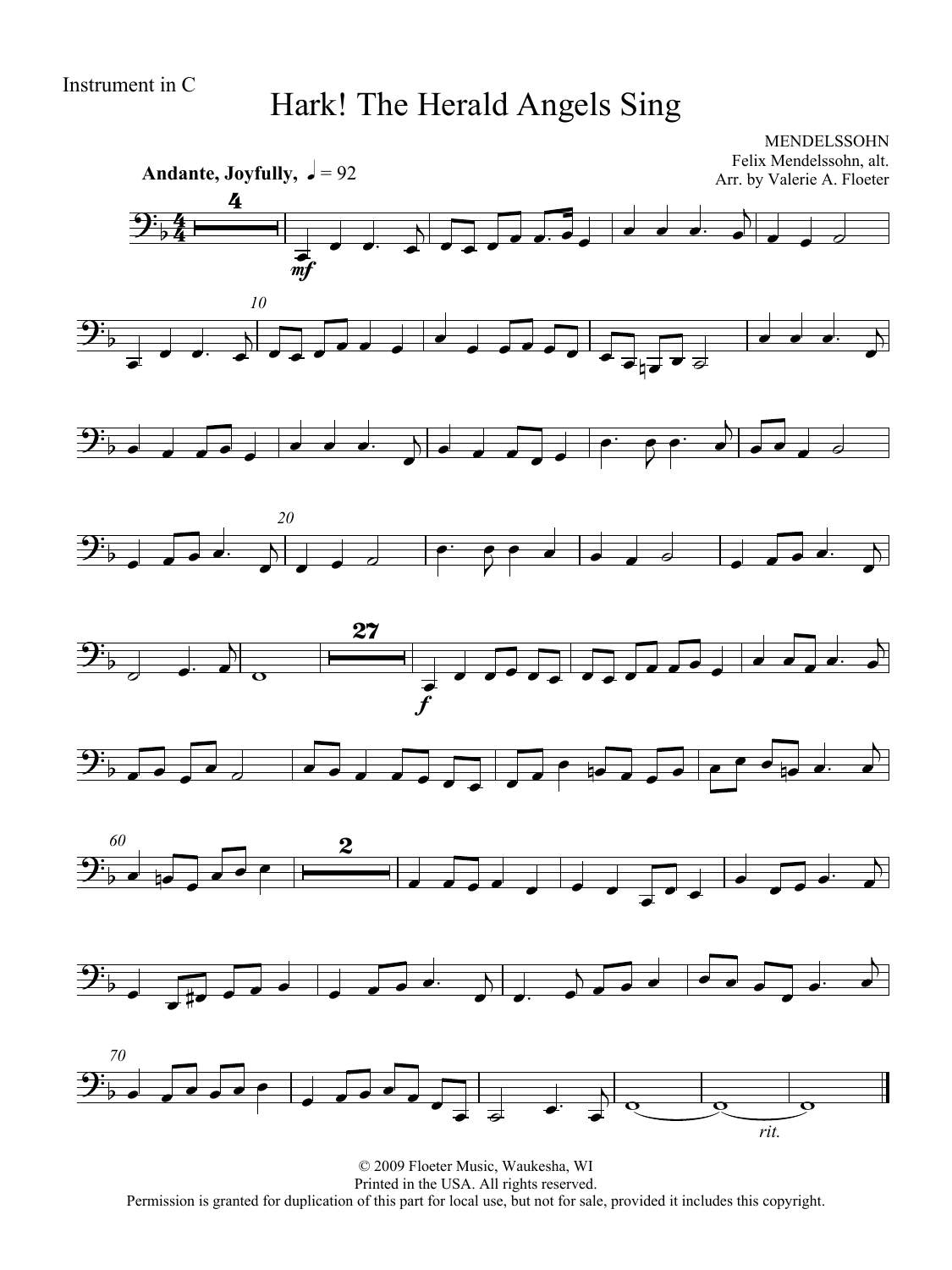Instrument in C

# Hark! The Herald Angels Sing

MENDELSSOHN
Felix Mendelssohn, alt.
Arr. by Valerie A. Floeter

**Andante, Joyfully,** ♩ = 92

*mf*

*f*

*rit.*

© 2009 Floeter Music, Waukesha, WI
Printed in the USA. All rights reserved.
Permission is granted for duplication of this part for local use, but not for sale, provided it includes this copyright.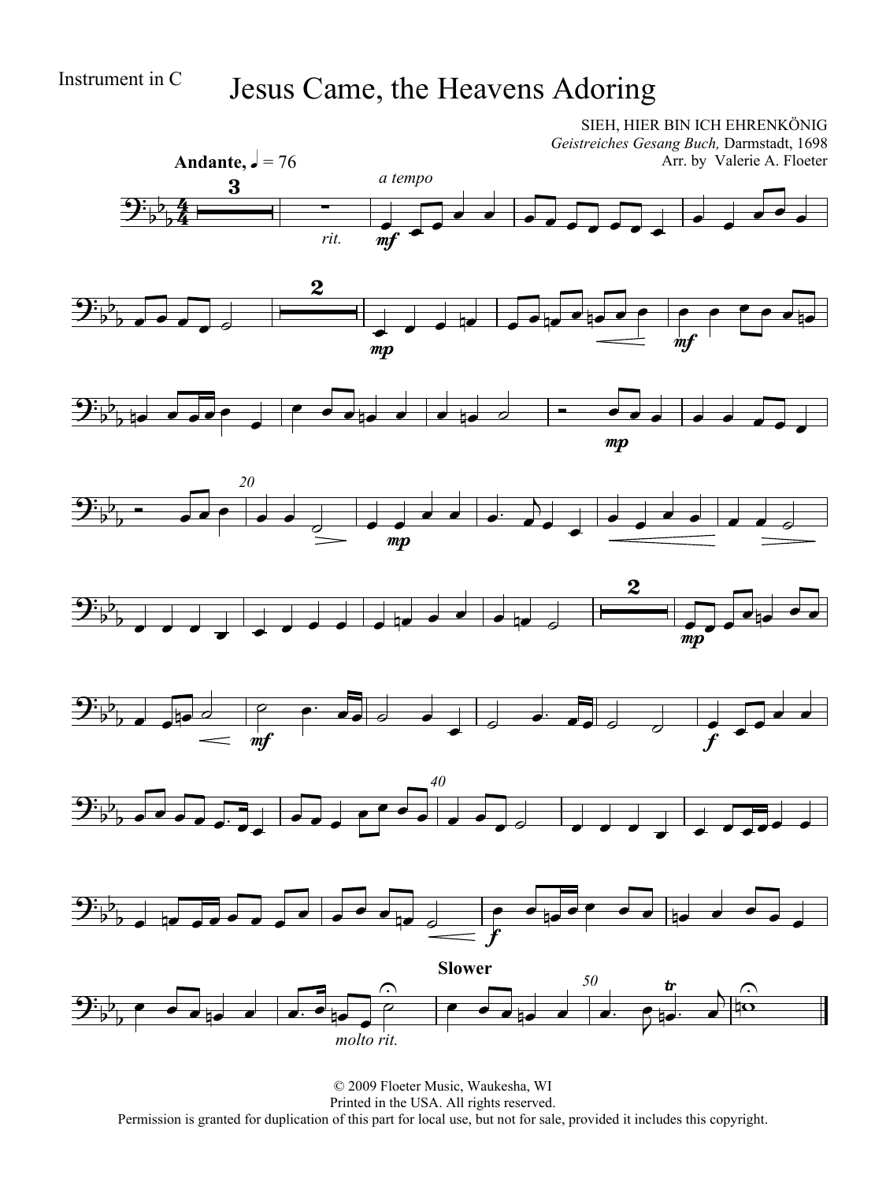Instrument in C

# Jesus Came, the Heavens Adoring

SIEH, HIER BIN ICH EHRENKÖNIG
*Geistreiches Gesang Buch,* Darmstadt, 1698
Arr. by Valerie A. Floeter

**Andante,** ♩ = 76

© 2009 Floeter Music, Waukesha, WI
Printed in the USA. All rights reserved.
Permission is granted for duplication of this part for local use, but not for sale, provided it includes this copyright.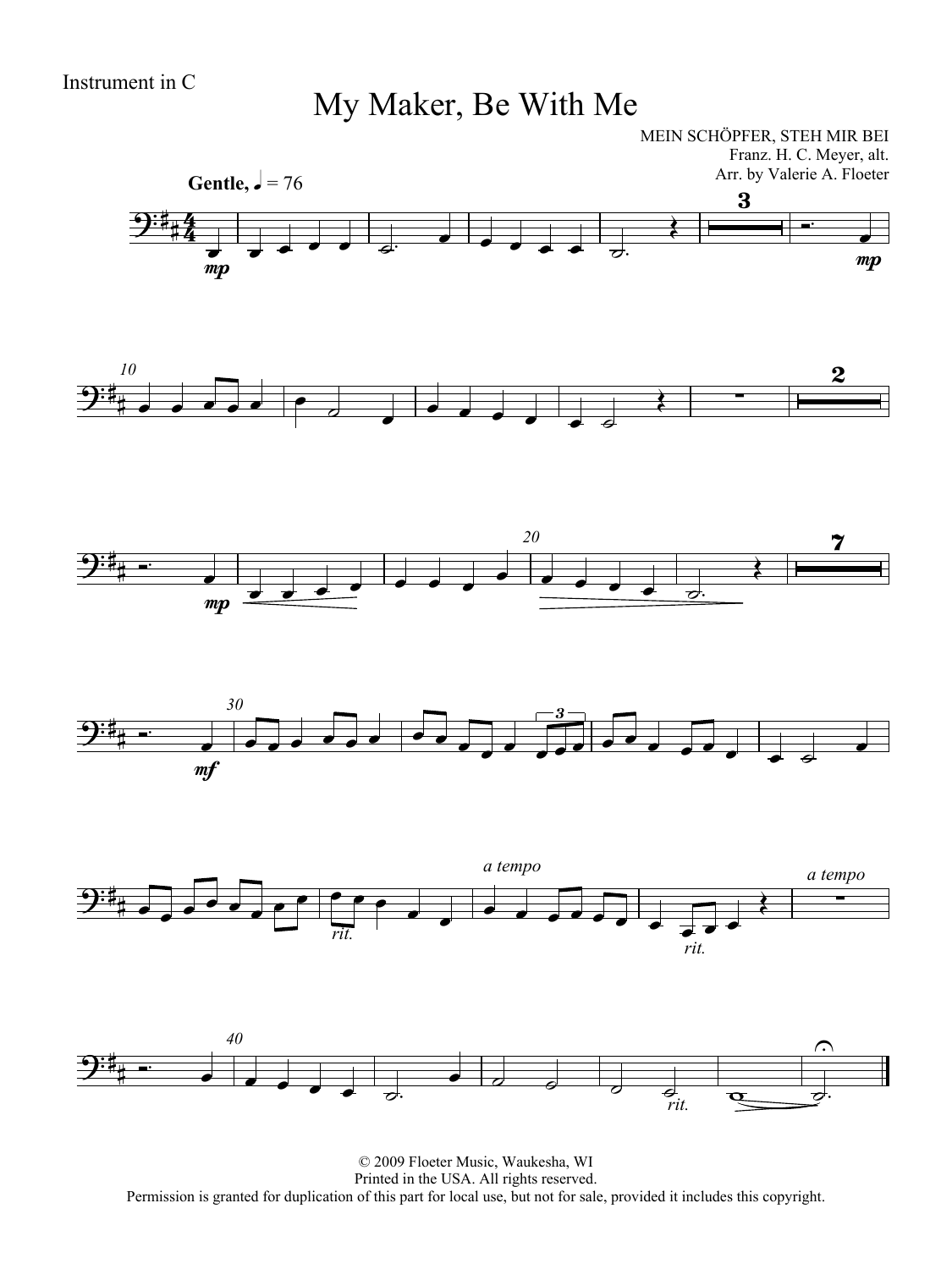Instrument in C

# My Maker, Be With Me

MEIN SCHÖPFER, STEH MIR BEI
Franz. H. C. Meyer, alt.
Arr. by Valerie A. Floeter

**Gentle,** ♩ = 76

© 2009 Floeter Music, Waukesha, WI
Printed in the USA. All rights reserved.
Permission is granted for duplication of this part for local use, but not for sale, provided it includes this copyright.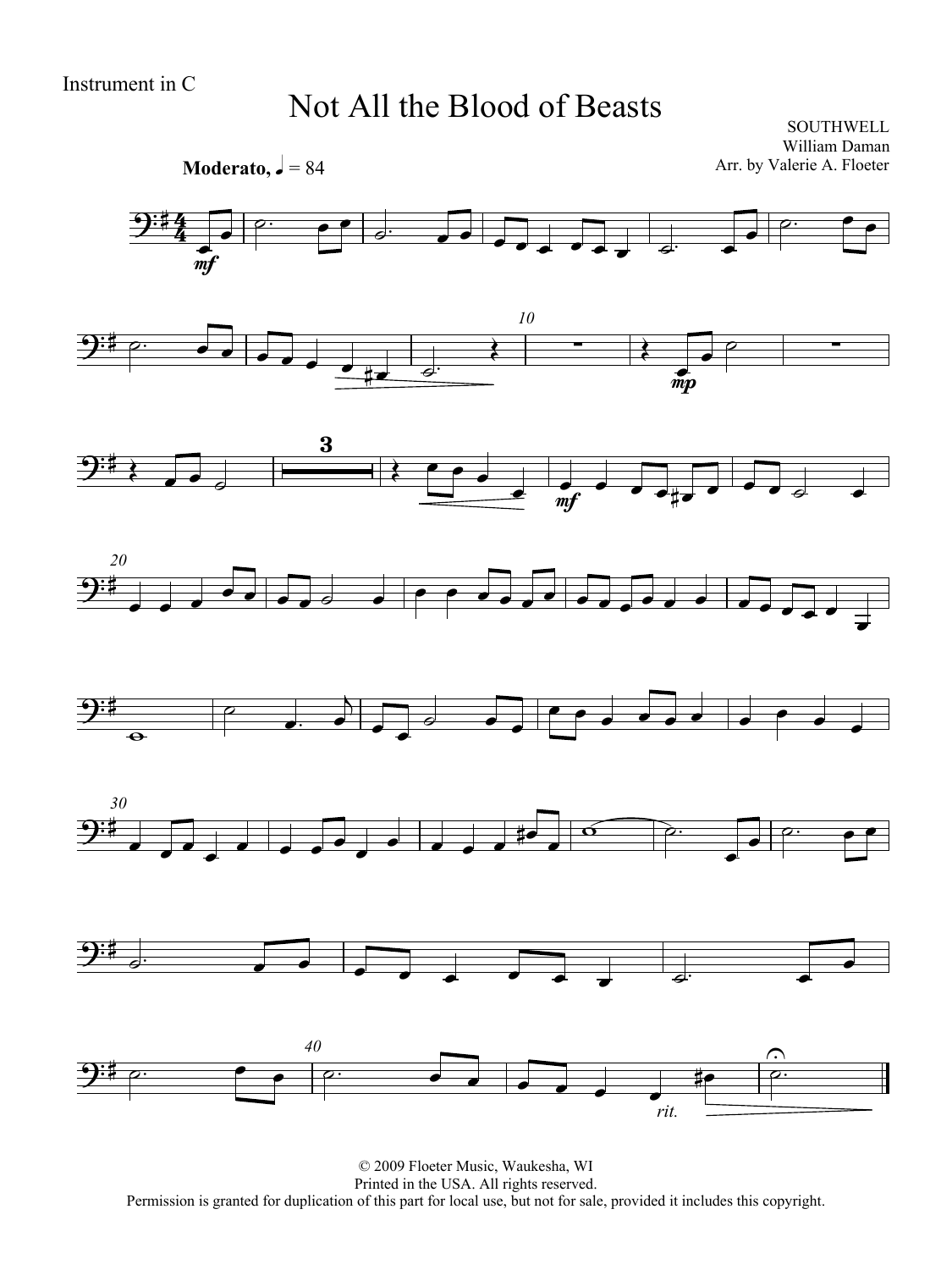Instrument in C

# Not All the Blood of Beasts

SOUTHWELL
William Daman
Arr. by Valerie A. Floeter

**Moderato,** ♩ = 84

© 2009 Floeter Music, Waukesha, WI
Printed in the USA. All rights reserved.
Permission is granted for duplication of this part for local use, but not for sale, provided it includes this copyright.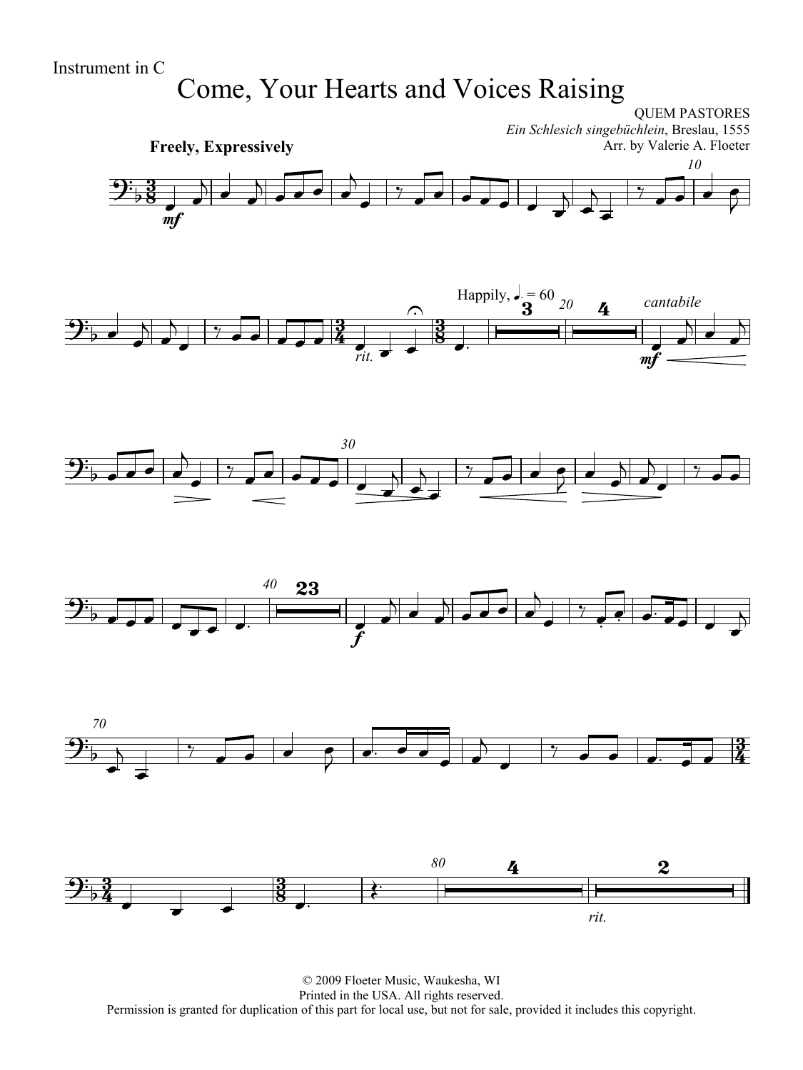Instrument in C

# Come, Your Hearts and Voices Raising

QUEM PASTORES
*Ein Schlesich singebüchlein*, Breslau, 1555
Arr. by Valerie A. Floeter

© 2009 Floeter Music, Waukesha, WI
Printed in the USA. All rights reserved.
Permission is granted for duplication of this part for local use, but not for sale, provided it includes this copyright.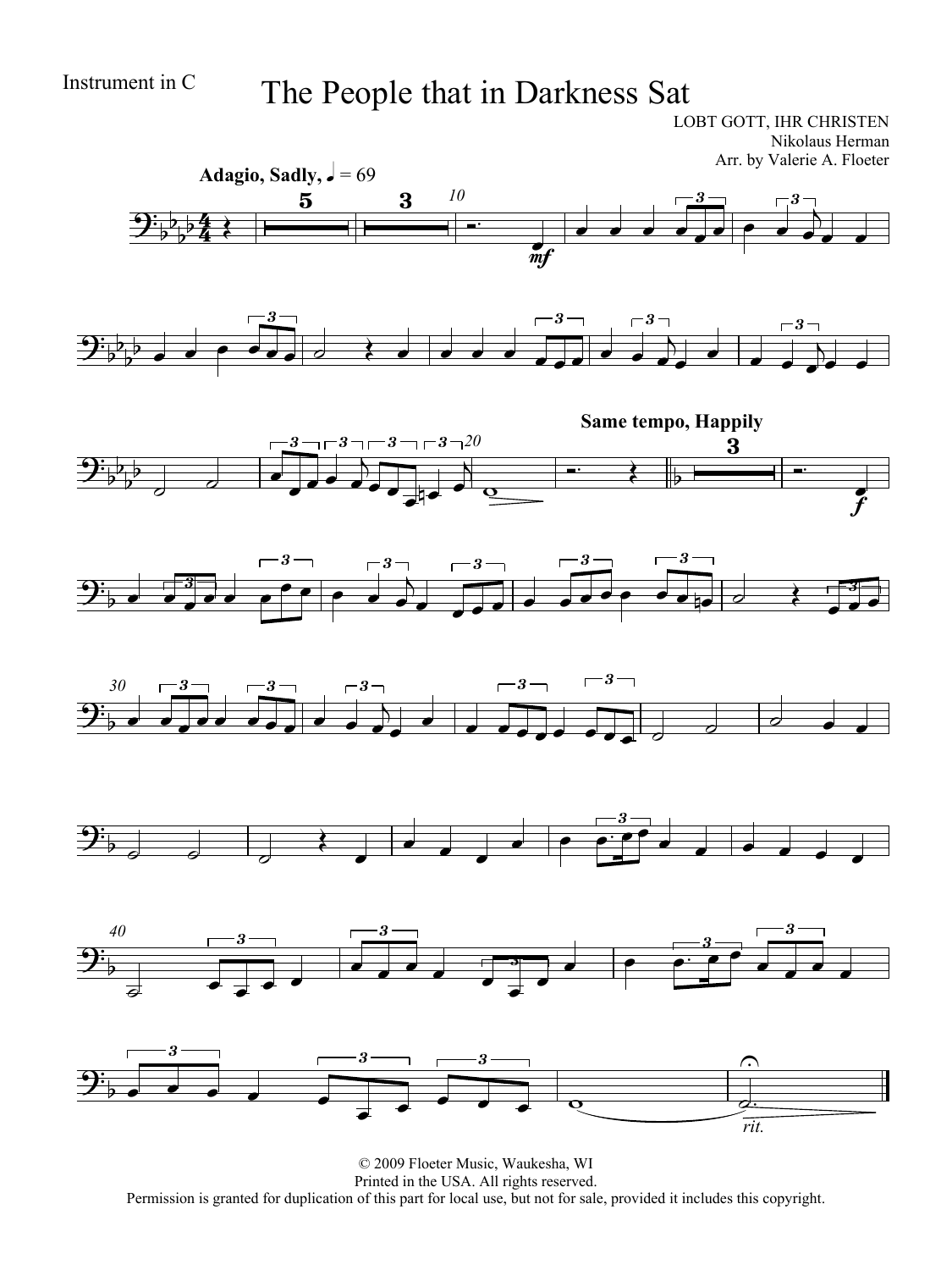Instrument in C

# The People that in Darkness Sat

LOBT GOTT, IHR CHRISTEN
Nikolaus Herman
Arr. by Valerie A. Floeter

**Adagio, Sadly,** ♩ = 69

**Same tempo, Happily**

*rit.*

© 2009 Floeter Music, Waukesha, WI
Printed in the USA. All rights reserved.
Permission is granted for duplication of this part for local use, but not for sale, provided it includes this copyright.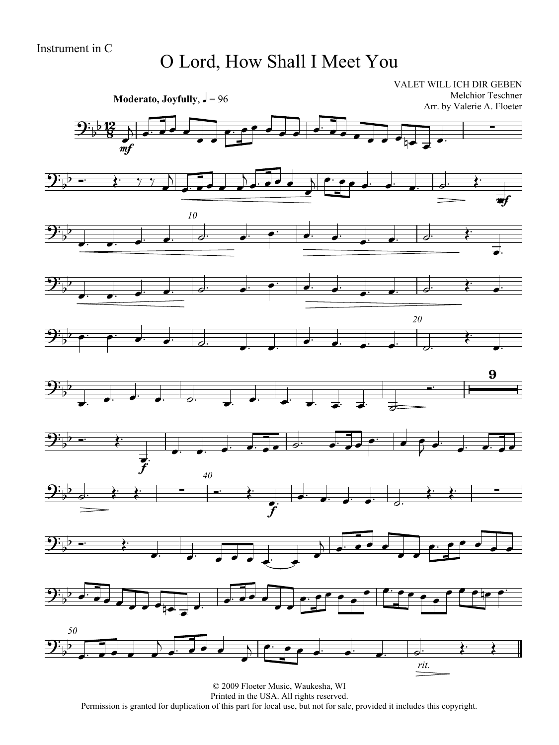Instrument in C

# O Lord, How Shall I Meet You

VALET WILL ICH DIR GEBEN
Melchior Teschner
Arr. by Valerie A. Floeter

**Moderato, Joyfully**, ♩ = 96

© 2009 Floeter Music, Waukesha, WI
Printed in the USA. All rights reserved.
Permission is granted for duplication of this part for local use, but not for sale, provided it includes this copyright.